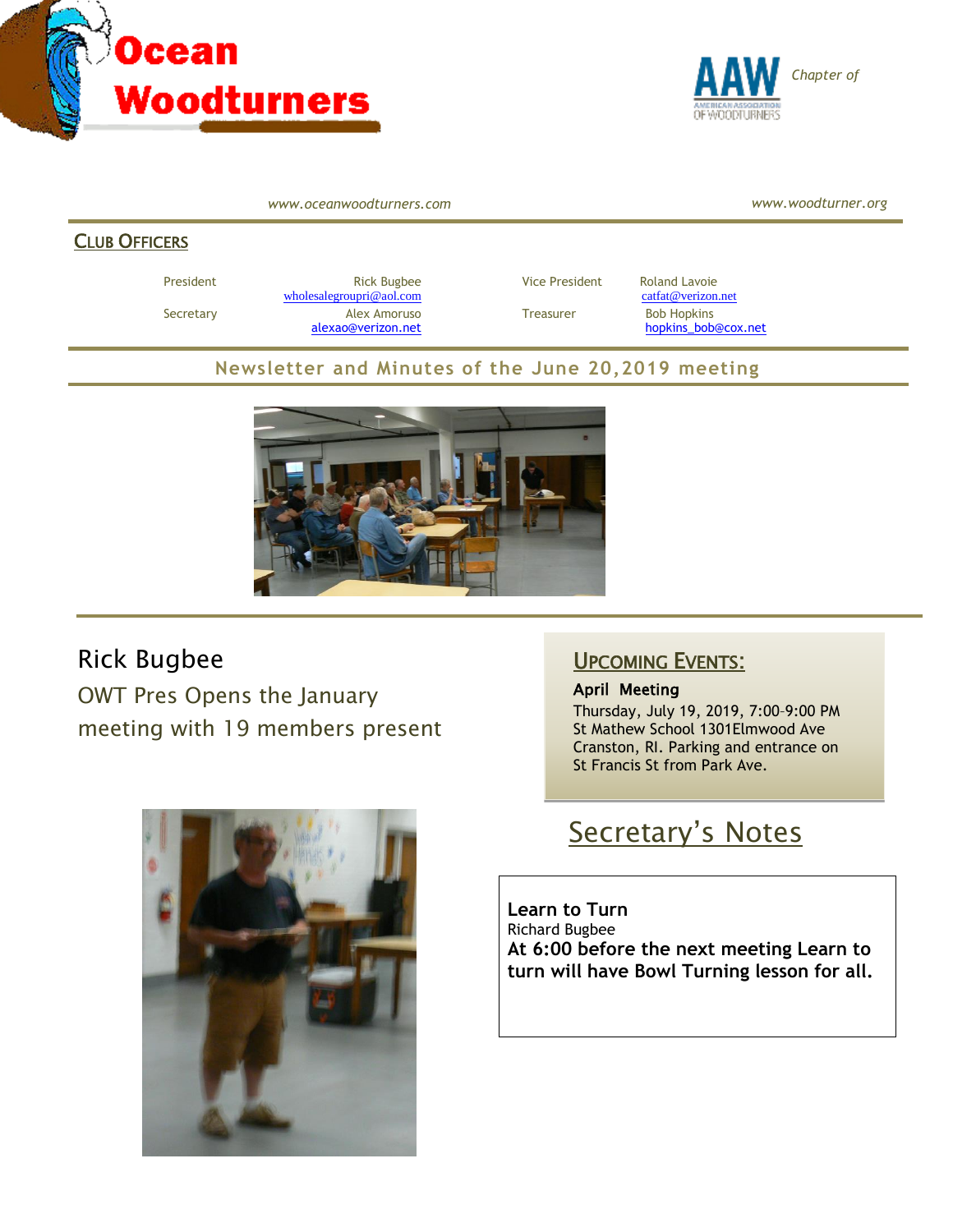# Ocean Woodturners

AAW *Chapter of*

*www.oceanwoodturners.com* *www.woodturner.org*

## Club Officers

| | | | |
|---|---|---|---|
| President | Rick Bugbee wholesalegroupri@aol.com | Vice President | Roland Lavoie catfat@verizon.net |
| Secretary | Alex Amoruso alexao@verizon.net | Treasurer | Bob Hopkins hopkins_bob@cox.net |

## Newsletter and Minutes of the June 20,2019 meeting

## Rick Bugbee

OWT Pres Opens the January meeting with 19 members present

## Upcoming Events:

**April Meeting**

Thursday, July 19, 2019, 7:00–9:00 PM
St Mathew School 1301Elmwood Ave
Cranston, RI. Parking and entrance on St Francis St from Park Ave.

## Secretary's Notes

**Learn to Turn**
Richard Bugbee
**At 6:00 before the next meeting Learn to turn will have Bowl Turning lesson for all.**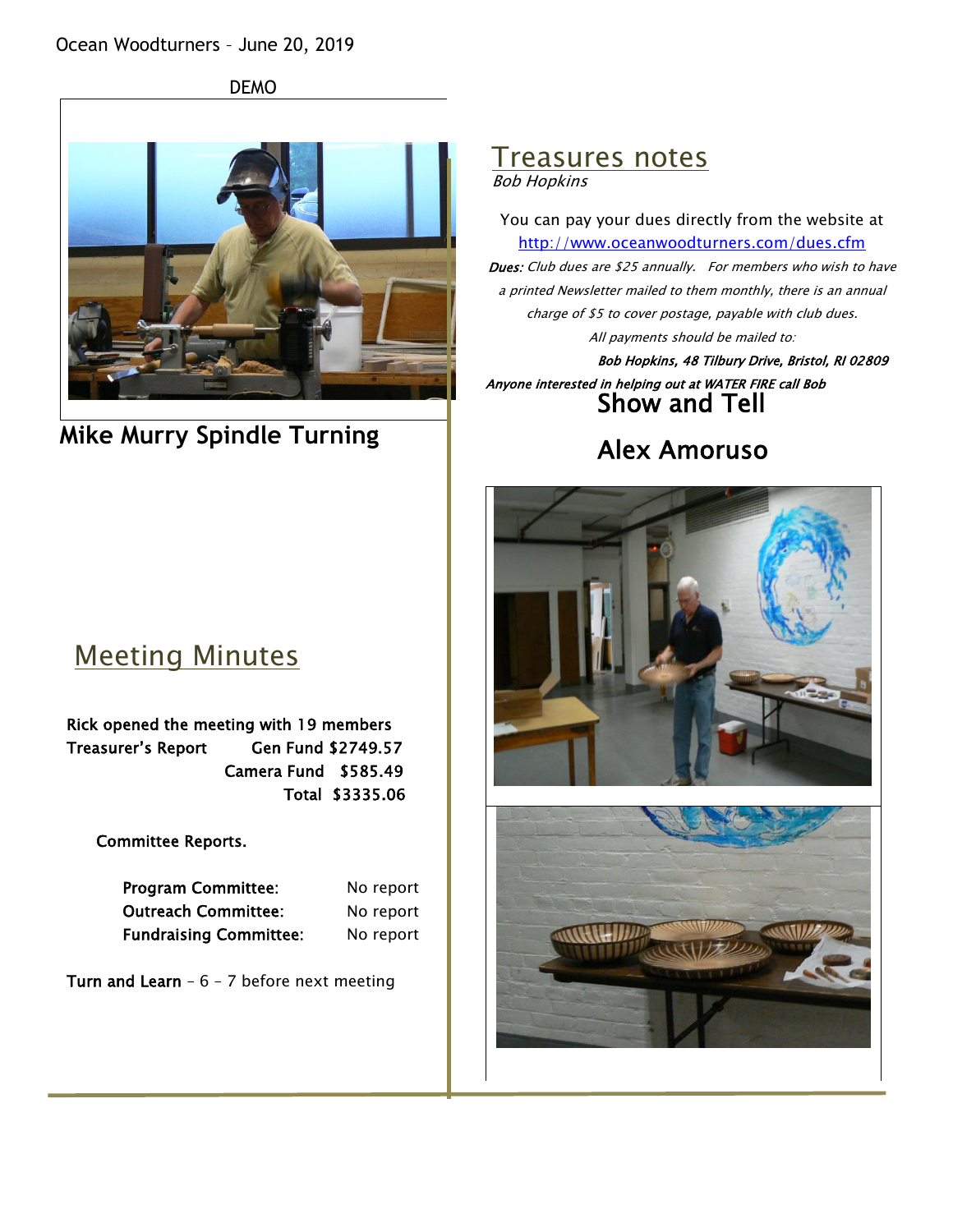Ocean Woodturners – June 20, 2019

DEMO

## Mike Murry Spindle Turning

## Meeting Minutes

**Rick opened the meeting with 19 members**

| **Treasurer's Report** | **Gen Fund** | **$2749.57** |
|---|---|---|
| | **Camera Fund** | **$585.49** |
| | **Total** | **$3335.06** |

**Committee Reports.**

| | |
|---|---|
| **Program Committee:** | No report |
| **Outreach Committee:** | No report |
| **Fundraising Committee:** | No report |

**Turn and Learn** – 6 – 7 before next meeting

## Treasures notes

*Bob Hopkins*

You can pay your dues directly from the website at http://www.oceanwoodturners.com/dues.cfm

***Dues:*** *Club dues are $25 annually. For members who wish to have a printed Newsletter mailed to them monthly, there is an annual charge of $5 to cover postage, payable with club dues.*

*All payments should be mailed to:*

***Bob Hopkins, 48 Tilbury Drive, Bristol, RI 02809***

***Anyone interested in helping out at WATER FIRE call Bob***

## Show and Tell

## Alex Amoruso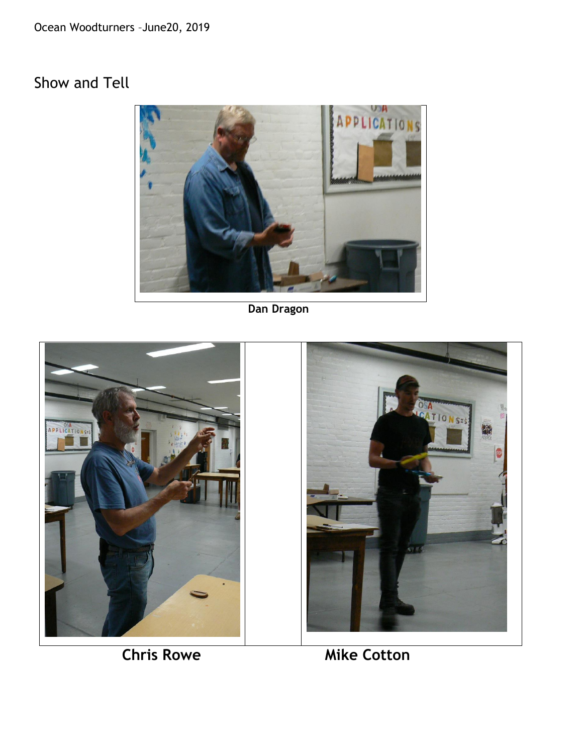## Show and Tell

Dan Dragon

**Chris Rowe** **Mike Cotton**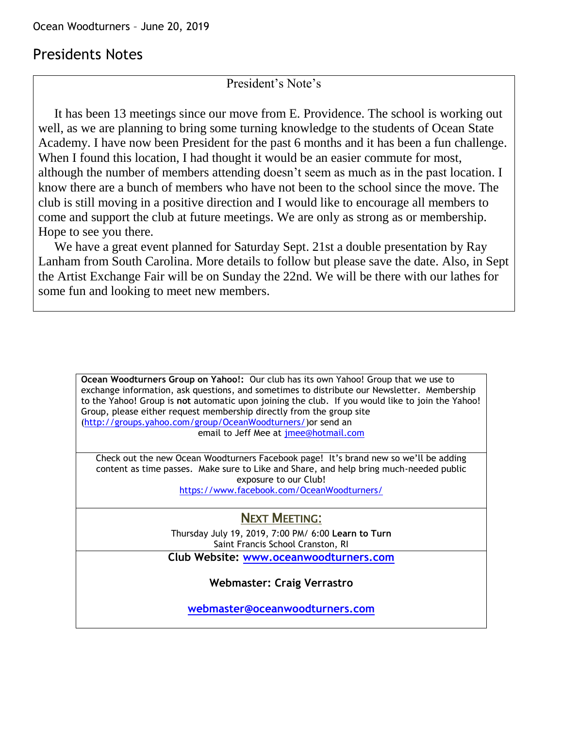# Presidents Notes

## President's Note's

It has been 13 meetings since our move from E. Providence. The school is working out well, as we are planning to bring some turning knowledge to the students of Ocean State Academy. I have now been President for the past 6 months and it has been a fun challenge. When I found this location, I had thought it would be an easier commute for most, although the number of members attending doesn't seem as much as in the past location. I know there are a bunch of members who have not been to the school since the move. The club is still moving in a positive direction and I would like to encourage all members to come and support the club at future meetings. We are only as strong as or membership. Hope to see you there.

We have a great event planned for Saturday Sept. 21st a double presentation by Ray Lanham from South Carolina. More details to follow but please save the date. Also, in Sept the Artist Exchange Fair will be on Sunday the 22nd. We will be there with our lathes for some fun and looking to meet new members.

**Ocean Woodturners Group on Yahoo!:** Our club has its own Yahoo! Group that we use to exchange information, ask questions, and sometimes to distribute our Newsletter. Membership to the Yahoo! Group is **not** automatic upon joining the club. If you would like to join the Yahoo! Group, please either request membership directly from the group site (http://groups.yahoo.com/group/OceanWoodturners/)or send an email to Jeff Mee at jmee@hotmail.com

Check out the new Ocean Woodturners Facebook page! It's brand new so we'll be adding content as time passes. Make sure to Like and Share, and help bring much-needed public exposure to our Club!
https://www.facebook.com/OceanWoodturners/

### NEXT MEETING:

Thursday July 19, 2019, 7:00 PM/ 6:00 **Learn to Turn**
Saint Francis School Cranston, RI

**Club Website: www.oceanwoodturners.com**

**Webmaster: Craig Verrastro**

**webmaster@oceanwoodturners.com**